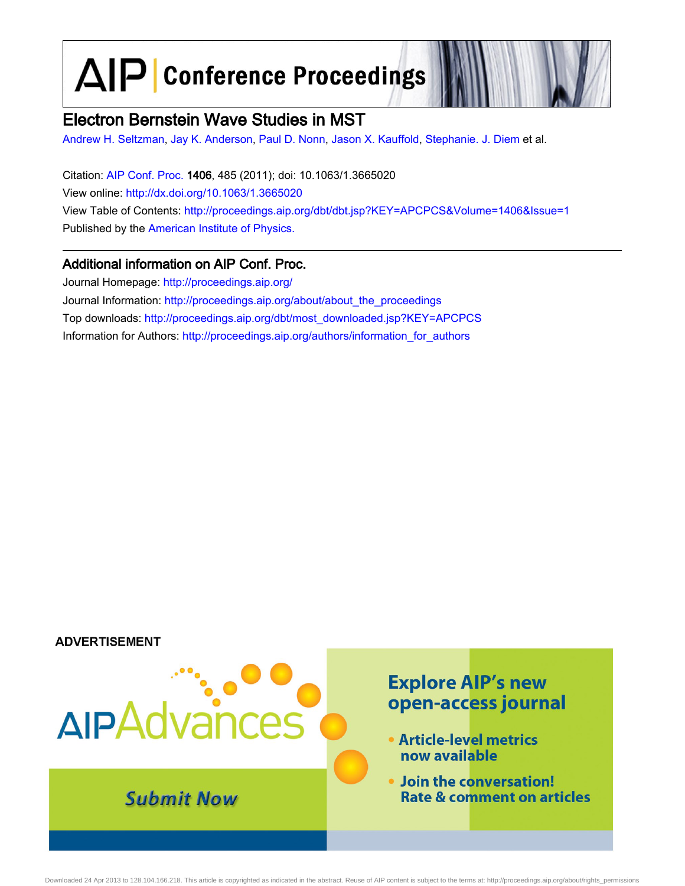# Electron Bernstein Wave Studies in MST

Andrew H. Seltzman, Jay K. Anderson, Paul D. Nonn, Jason X. Kauffold, Stephanie. J. Diem et al.

Citation: AIP Conf. Proc. **1406**, 485 (2011); doi: 10.1063/1.3665020

View online: http://dx.doi.org/10.1063/1.3665020

View Table of Contents: http://proceedings.aip.org/dbt/dbt.jsp?KEY=APCPCS&Volume=1406&Issue=1

Published by the American Institute of Physics.

## Additional information on AIP Conf. Proc.

Journal Homepage: http://proceedings.aip.org/

Journal Information: http://proceedings.aip.org/about/about_the_proceedings

Top downloads: http://proceedings.aip.org/dbt/most_downloaded.jsp?KEY=APCPCS

Information for Authors: http://proceedings.aip.org/authors/information_for_authors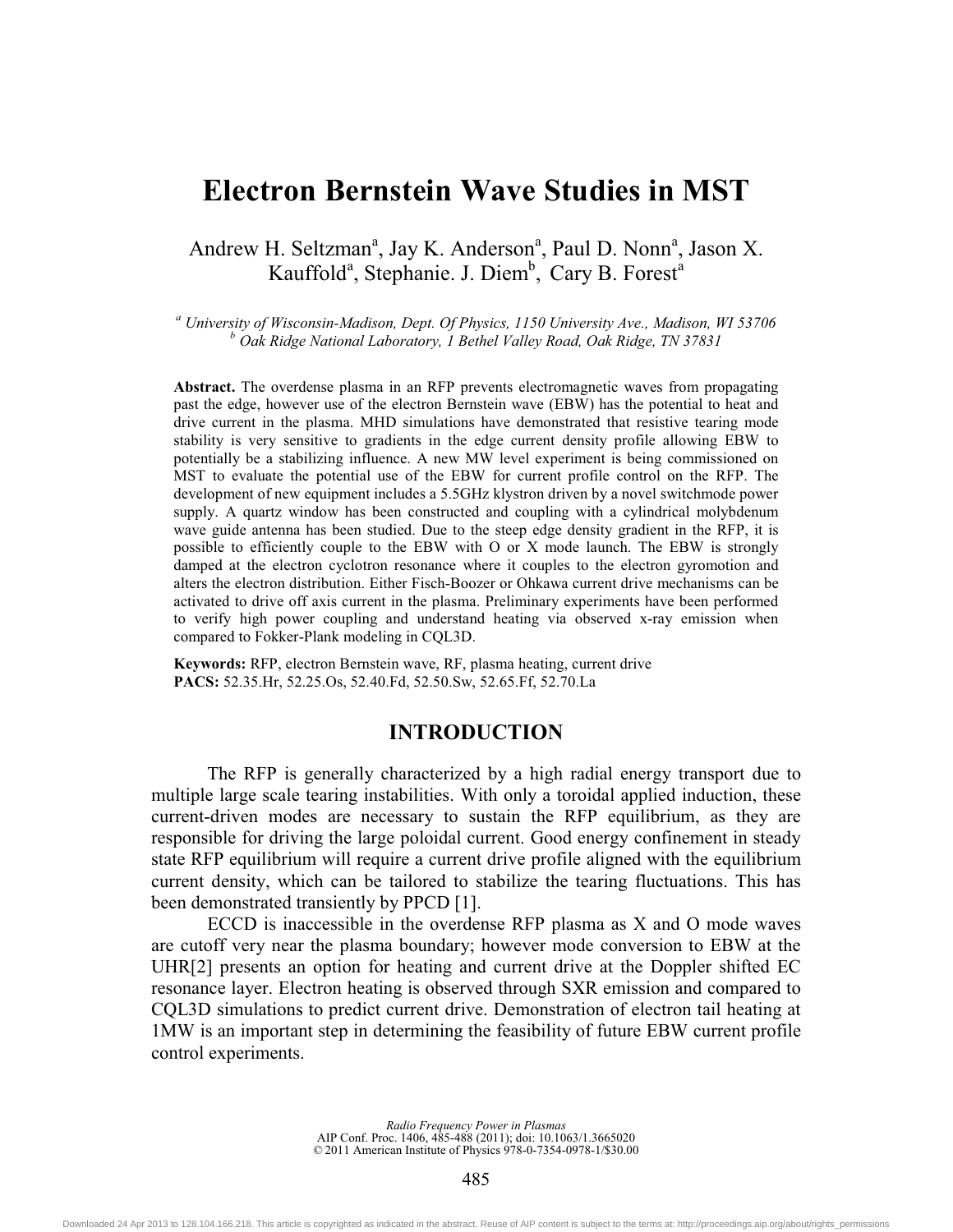# Electron Bernstein Wave Studies in MST

Andrew H. Seltzman[a], Jay K. Anderson[a], Paul D. Nonn[a], Jason X. Kauffold[a], Stephanie. J. Diem[b], Cary B. Forest[a]

[a] *University of Wisconsin-Madison, Dept. Of Physics, 1150 University Ave., Madison, WI 53706*
[b] *Oak Ridge National Laboratory, 1 Bethel Valley Road, Oak Ridge, TN 37831*

**Abstract.** The overdense plasma in an RFP prevents electromagnetic waves from propagating past the edge, however use of the electron Bernstein wave (EBW) has the potential to heat and drive current in the plasma. MHD simulations have demonstrated that resistive tearing mode stability is very sensitive to gradients in the edge current density profile allowing EBW to potentially be a stabilizing influence. A new MW level experiment is being commissioned on MST to evaluate the potential use of the EBW for current profile control on the RFP. The development of new equipment includes a 5.5GHz klystron driven by a novel switchmode power supply. A quartz window has been constructed and coupling with a cylindrical molybdenum wave guide antenna has been studied. Due to the steep edge density gradient in the RFP, it is possible to efficiently couple to the EBW with O or X mode launch. The EBW is strongly damped at the electron cyclotron resonance where it couples to the electron gyromotion and alters the electron distribution. Either Fisch-Boozer or Ohkawa current drive mechanisms can be activated to drive off axis current in the plasma. Preliminary experiments have been performed to verify high power coupling and understand heating via observed x-ray emission when compared to Fokker-Plank modeling in CQL3D.

**Keywords:** RFP, electron Bernstein wave, RF, plasma heating, current drive
**PACS:** 52.35.Hr, 52.25.Os, 52.40.Fd, 52.50.Sw, 52.65.Ff, 52.70.La

## INTRODUCTION

The RFP is generally characterized by a high radial energy transport due to multiple large scale tearing instabilities. With only a toroidal applied induction, these current-driven modes are necessary to sustain the RFP equilibrium, as they are responsible for driving the large poloidal current. Good energy confinement in steady state RFP equilibrium will require a current drive profile aligned with the equilibrium current density, which can be tailored to stabilize the tearing fluctuations. This has been demonstrated transiently by PPCD [1].

ECCD is inaccessible in the overdense RFP plasma as X and O mode waves are cutoff very near the plasma boundary; however mode conversion to EBW at the UHR[2] presents an option for heating and current drive at the Doppler shifted EC resonance layer. Electron heating is observed through SXR emission and compared to CQL3D simulations to predict current drive. Demonstration of electron tail heating at 1MW is an important step in determining the feasibility of future EBW current profile control experiments.

*Radio Frequency Power in Plasmas*
AIP Conf. Proc. 1406, 485-488 (2011); doi: 10.1063/1.3665020
© 2011 American Institute of Physics 978-0-7354-0978-1/$30.00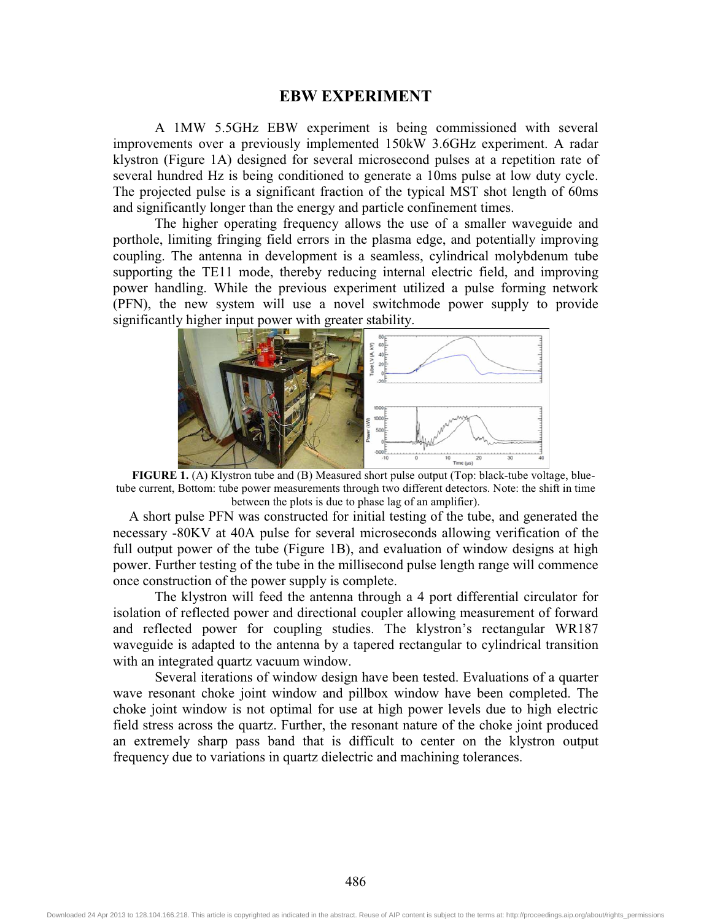## EBW EXPERIMENT

A 1MW 5.5GHz EBW experiment is being commissioned with several improvements over a previously implemented 150kW 3.6GHz experiment. A radar klystron (Figure 1A) designed for several microsecond pulses at a repetition rate of several hundred Hz is being conditioned to generate a 10ms pulse at low duty cycle. The projected pulse is a significant fraction of the typical MST shot length of 60ms and significantly longer than the energy and particle confinement times.

The higher operating frequency allows the use of a smaller waveguide and porthole, limiting fringing field errors in the plasma edge, and potentially improving coupling. The antenna in development is a seamless, cylindrical molybdenum tube supporting the TE11 mode, thereby reducing internal electric field, and improving power handling. While the previous experiment utilized a pulse forming network (PFN), the new system will use a novel switchmode power supply to provide significantly higher input power with greater stability.

**FIGURE 1.** (A) Klystron tube and (B) Measured short pulse output (Top: black-tube voltage, blue-tube current, Bottom: tube power measurements through two different detectors. Note: the shift in time between the plots is due to phase lag of an amplifier).

A short pulse PFN was constructed for initial testing of the tube, and generated the necessary -80KV at 40A pulse for several microseconds allowing verification of the full output power of the tube (Figure 1B), and evaluation of window designs at high power. Further testing of the tube in the millisecond pulse length range will commence once construction of the power supply is complete.

The klystron will feed the antenna through a 4 port differential circulator for isolation of reflected power and directional coupler allowing measurement of forward and reflected power for coupling studies. The klystron's rectangular WR187 waveguide is adapted to the antenna by a tapered rectangular to cylindrical transition with an integrated quartz vacuum window.

Several iterations of window design have been tested. Evaluations of a quarter wave resonant choke joint window and pillbox window have been completed. The choke joint window is not optimal for use at high power levels due to high electric field stress across the quartz. Further, the resonant nature of the choke joint produced an extremely sharp pass band that is difficult to center on the klystron output frequency due to variations in quartz dielectric and machining tolerances.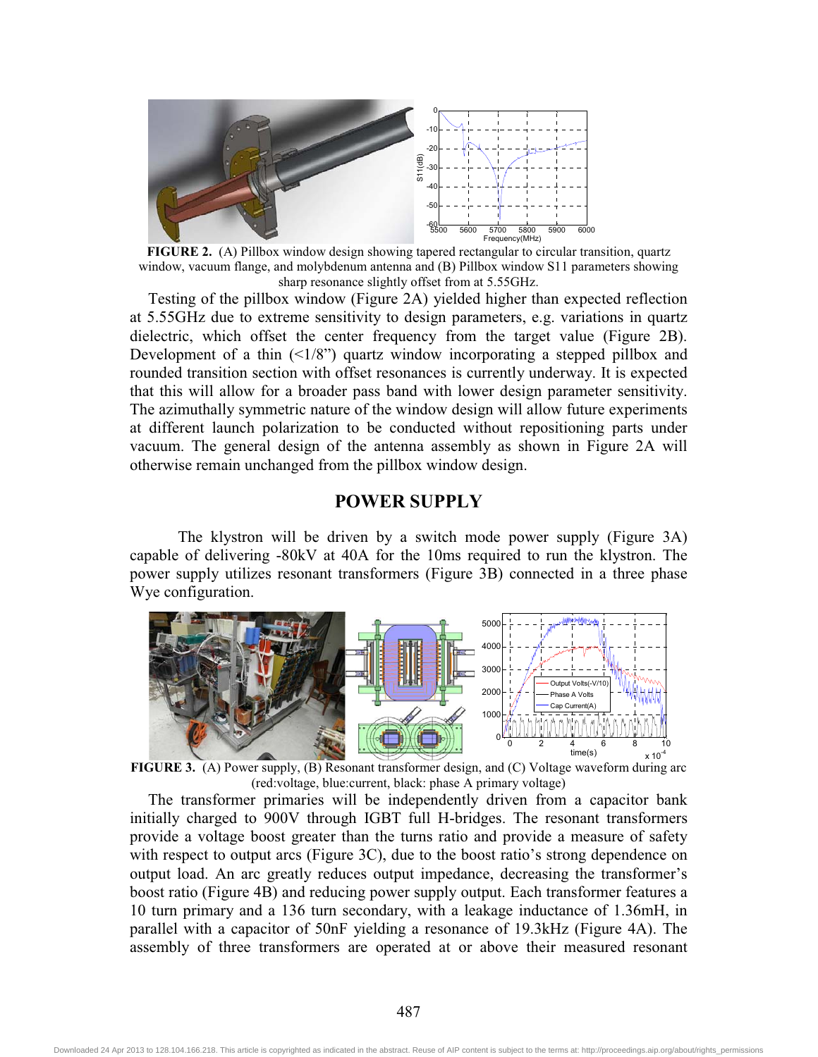**FIGURE 2.** (A) Pillbox window design showing tapered rectangular to circular transition, quartz window, vacuum flange, and molybdenum antenna and (B) Pillbox window S11 parameters showing sharp resonance slightly offset from at 5.55GHz.

Testing of the pillbox window (Figure 2A) yielded higher than expected reflection at 5.55GHz due to extreme sensitivity to design parameters, e.g. variations in quartz dielectric, which offset the center frequency from the target value (Figure 2B). Development of a thin (<1/8") quartz window incorporating a stepped pillbox and rounded transition section with offset resonances is currently underway. It is expected that this will allow for a broader pass band with lower design parameter sensitivity. The azimuthally symmetric nature of the window design will allow future experiments at different launch polarization to be conducted without repositioning parts under vacuum. The general design of the antenna assembly as shown in Figure 2A will otherwise remain unchanged from the pillbox window design.

## POWER SUPPLY

The klystron will be driven by a switch mode power supply (Figure 3A) capable of delivering -80kV at 40A for the 10ms required to run the klystron. The power supply utilizes resonant transformers (Figure 3B) connected in a three phase Wye configuration.

**FIGURE 3.** (A) Power supply, (B) Resonant transformer design, and (C) Voltage waveform during arc (red:voltage, blue:current, black: phase A primary voltage)

The transformer primaries will be independently driven from a capacitor bank initially charged to 900V through IGBT full H-bridges. The resonant transformers provide a voltage boost greater than the turns ratio and provide a measure of safety with respect to output arcs (Figure 3C), due to the boost ratio's strong dependence on output load. An arc greatly reduces output impedance, decreasing the transformer's boost ratio (Figure 4B) and reducing power supply output. Each transformer features a 10 turn primary and a 136 turn secondary, with a leakage inductance of 1.36mH, in parallel with a capacitor of 50nF yielding a resonance of 19.3kHz (Figure 4A). The assembly of three transformers are operated at or above their measured resonant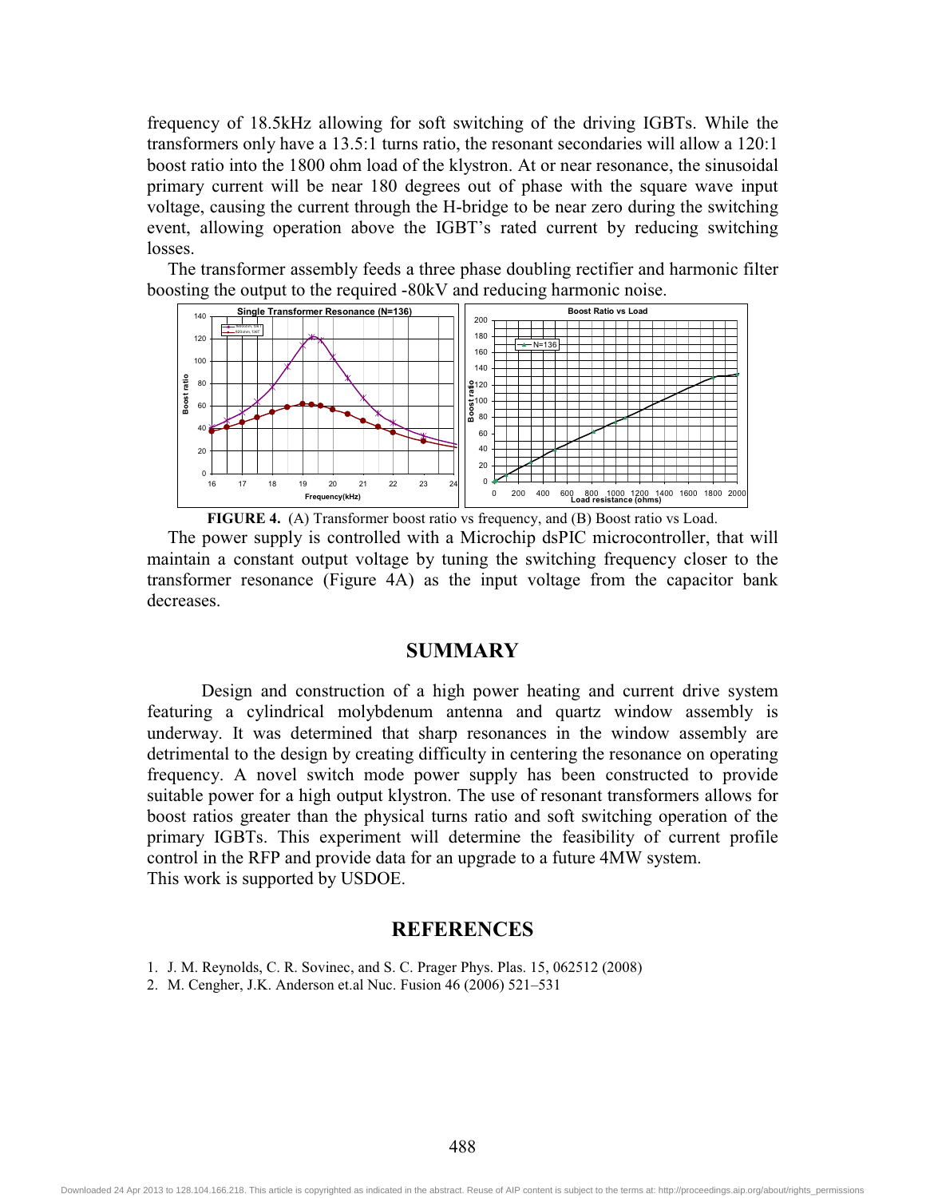frequency of 18.5kHz allowing for soft switching of the driving IGBTs. While the transformers only have a 13.5:1 turns ratio, the resonant secondaries will allow a 120:1 boost ratio into the 1800 ohm load of the klystron. At or near resonance, the sinusoidal primary current will be near 180 degrees out of phase with the square wave input voltage, causing the current through the H-bridge to be near zero during the switching event, allowing operation above the IGBT's rated current by reducing switching losses.

The transformer assembly feeds a three phase doubling rectifier and harmonic filter boosting the output to the required -80kV and reducing harmonic noise.

Single Transformer Resonance (N=136)
Boost ratio
Frequency(kHz)
0 20 40 60 80 100 120 140
16 17 18 19 20 21 22 23 24

Boost Ratio vs Load
Boost ratio
Load resistance (ohms)
N=136
0 20 40 60 80 100 120 140 160 180 200
0 200 400 600 800 1000 1200 1400 1600 1800 2000

**FIGURE 4.** (A) Transformer boost ratio vs frequency, and (B) Boost ratio vs Load.

The power supply is controlled with a Microchip dsPIC microcontroller, that will maintain a constant output voltage by tuning the switching frequency closer to the transformer resonance (Figure 4A) as the input voltage from the capacitor bank decreases.

## SUMMARY

Design and construction of a high power heating and current drive system featuring a cylindrical molybdenum antenna and quartz window assembly is underway. It was determined that sharp resonances in the window assembly are detrimental to the design by creating difficulty in centering the resonance on operating frequency. A novel switch mode power supply has been constructed to provide suitable power for a high output klystron. The use of resonant transformers allows for boost ratios greater than the physical turns ratio and soft switching operation of the primary IGBTs. This experiment will determine the feasibility of current profile control in the RFP and provide data for an upgrade to a future 4MW system.
This work is supported by USDOE.

## REFERENCES

1. J. M. Reynolds, C. R. Sovinec, and S. C. Prager Phys. Plas. 15, 062512 (2008)
2. M. Cengher, J.K. Anderson et.al Nuc. Fusion 46 (2006) 521–531